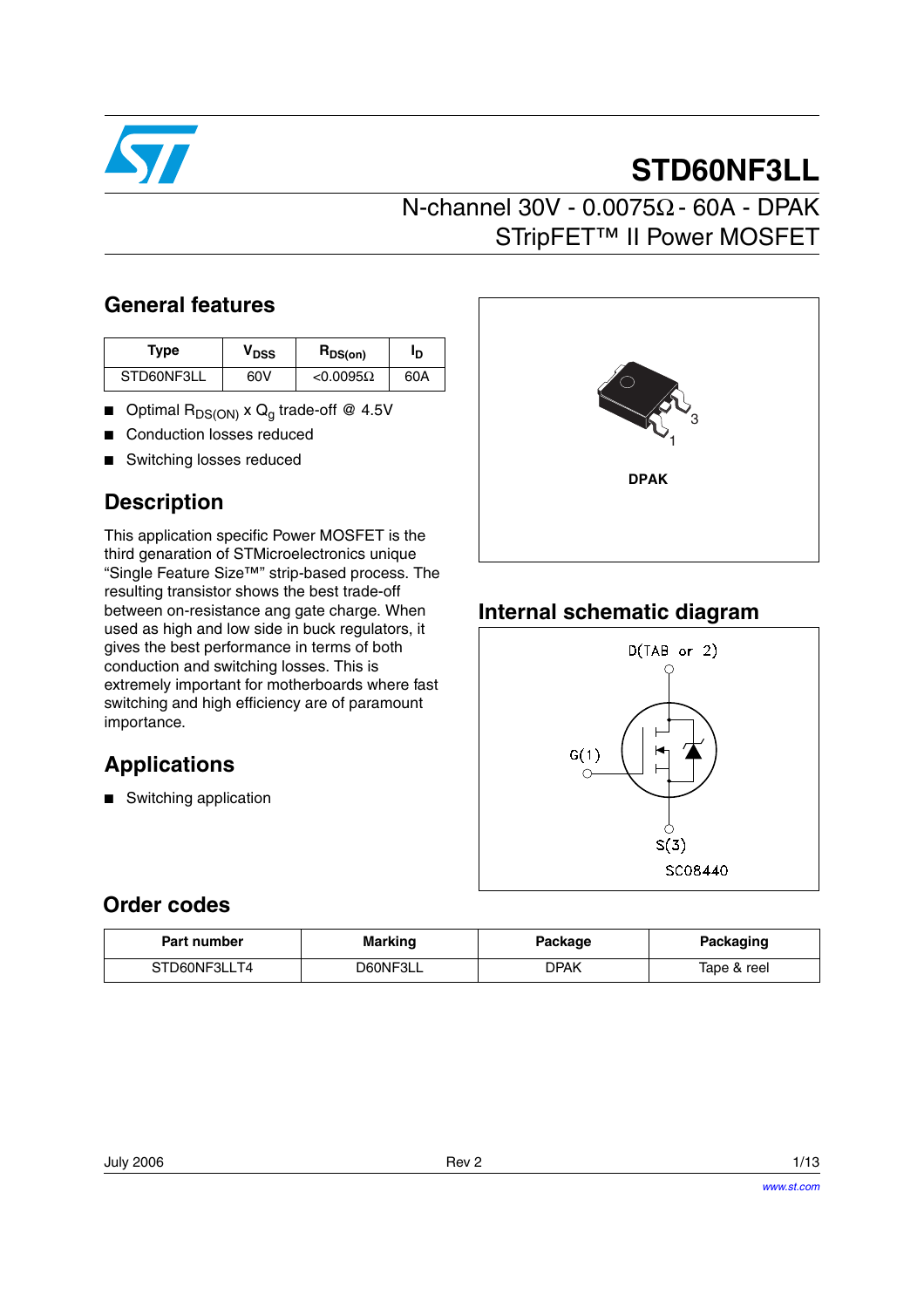# STD60NF3LL

## N-channel 30V - 0.0075Ω - 60A - DPAK STripFET™ II Power MOSFET

## General features

| Type | $V_{DSS}$ | $R_{DS(on)}$ | $I_D$ |
|---|---|---|---|
| STD60NF3LL | 60V | <0.0095Ω | 60A |

- Optimal $R_{DS(ON)}$ x $Q_g$ trade-off @ 4.5V
- Conduction losses reduced
- Switching losses reduced

DPAK

## Description

This application specific Power MOSFET is the third genaration of STMicroelectronics unique “Single Feature Size™” strip-based process. The resulting transistor shows the best trade-off between on-resistance ang gate charge. When used as high and low side in buck regulators, it gives the best performance in terms of both conduction and switching losses. This is extremely important for motherboards where fast switching and high efficiency are of paramount importance.

## Internal schematic diagram

D(TAB or 2)

G(1)

S(3)

SC08440

## Applications

- Switching application

## Order codes

| Part number | Marking | Package | Packaging |
|---|---|---|---|
| STD60NF3LLT4 | D60NF3LL | DPAK | Tape & reel |

July 2006 Rev 2

www.st.com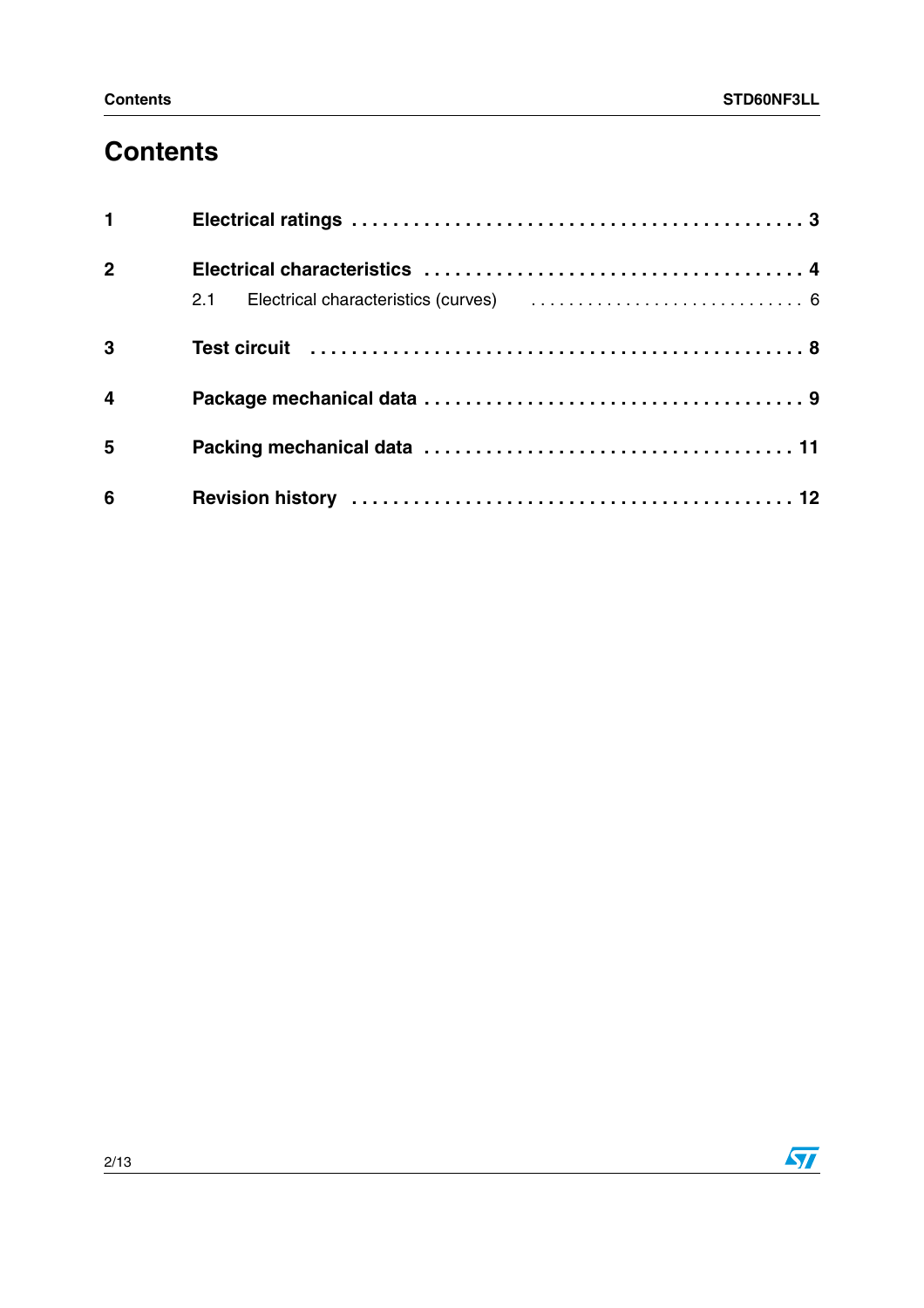# Contents

| | | |
|---|---|---|
| **1** | **Electrical ratings** | **3** |
| **2** | **Electrical characteristics** | **4** |
| | 2.1 Electrical characteristics (curves) | 6 |
| **3** | **Test circuit** | **8** |
| **4** | **Package mechanical data** | **9** |
| **5** | **Packing mechanical data** | **11** |
| **6** | **Revision history** | **12** |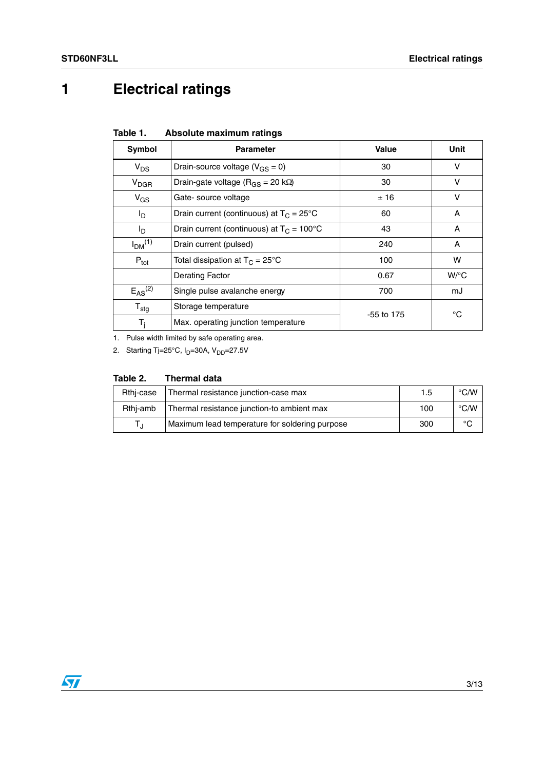# 1 Electrical ratings

**Table 1. Absolute maximum ratings**

| Symbol | Parameter | Value | Unit |
|---|---|---|---|
| $V_{DS}$ | Drain-source voltage ($V_{GS}$ = 0) | 30 | V |
| $V_{DGR}$ | Drain-gate voltage ($R_{GS}$ = 20 kΩ) | 30 | V |
| $V_{GS}$ | Gate- source voltage | ± 16 | V |
| $I_D$ | Drain current (continuous) at $T_C$ = 25°C | 60 | A |
| $I_D$ | Drain current (continuous) at $T_C$ = 100°C | 43 | A |
| $I_{DM}$ (1) | Drain current (pulsed) | 240 | A |
| $P_{tot}$ | Total dissipation at $T_C$ = 25°C | 100 | W |
| | Derating Factor | 0.67 | W/°C |
| $E_{AS}$ (2) | Single pulse avalanche energy | 700 | mJ |
| $T_{stg}$ | Storage temperature | -55 to 175 | °C |
| $T_j$ | Max. operating junction temperature | | |

1. Pulse width limited by safe operating area.
2. Starting Tj=25°C, $I_D$=30A, $V_{DD}$=27.5V

**Table 2. Thermal data**

| | | | |
|---|---|---|---|
| Rthj-case | Thermal resistance junction-case max | 1.5 | °C/W |
| Rthj-amb | Thermal resistance junction-to ambient max | 100 | °C/W |
| $T_J$ | Maximum lead temperature for soldering purpose | 300 | °C |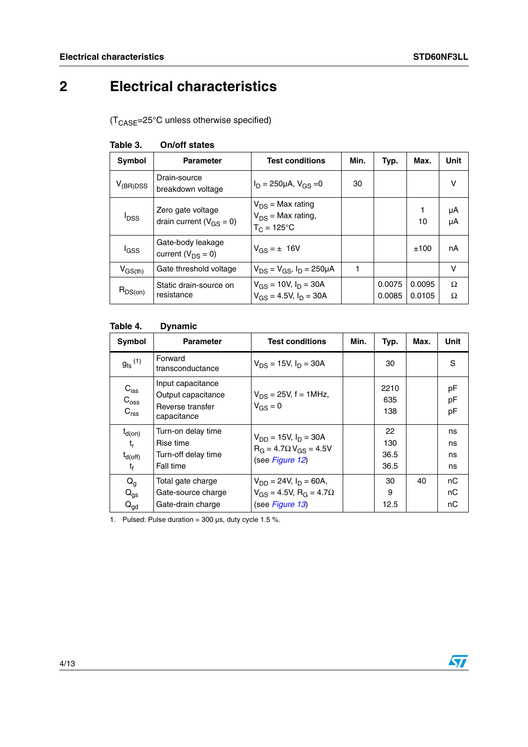# 2 Electrical characteristics

($T_{CASE}$=25°C unless otherwise specified)

**Table 3. On/off states**

| Symbol | Parameter | Test conditions | Min. | Typ. | Max. | Unit |
|---|---|---|---|---|---|---|
| $V_{(BR)DSS}$ | Drain-source breakdown voltage | $I_D$ = 250µA, $V_{GS}$ =0 | 30 | | | V |
| $I_{DSS}$ | Zero gate voltage drain current ($V_{GS}$ = 0) | $V_{DS}$ = Max rating<br>$V_{DS}$ = Max rating, $T_C$ = 125°C | | | 1<br>10 | µA<br>µA |
| $I_{GSS}$ | Gate-body leakage current ($V_{DS}$ = 0) | $V_{GS}$ = ± 16V | | | ±100 | nA |
| $V_{GS(th)}$ | Gate threshold voltage | $V_{DS}$ = $V_{GS}$, $I_D$ = 250µA | 1 | | | V |
| $R_{DS(on)}$ | Static drain-source on resistance | $V_{GS}$ = 10V, $I_D$ = 30A<br>$V_{GS}$ = 4.5V, $I_D$ = 30A | | 0.0075<br>0.0085 | 0.0095<br>0.0105 | Ω<br>Ω |

**Table 4. Dynamic**

| Symbol | Parameter | Test conditions | Min. | Typ. | Max. | Unit |
|---|---|---|---|---|---|---|
| $g_{fs}$ (1) | Forward transconductance | $V_{DS}$ = 15V, $I_D$ = 30A | | 30 | | S |
| $C_{iss}$<br>$C_{oss}$<br>$C_{rss}$ | Input capacitance<br>Output capacitance<br>Reverse transfer capacitance | $V_{DS}$ = 25V, f = 1MHz, $V_{GS}$ = 0 | | 2210<br>635<br>138 | | pF<br>pF<br>pF |
| $t_{d(on)}$<br>$t_r$<br>$t_{d(off)}$<br>$t_f$ | Turn-on delay time<br>Rise time<br>Turn-off delay time<br>Fall time | $V_{DD}$ = 15V, $I_D$ = 30A<br>$R_G$ = 4.7Ω $V_{GS}$ = 4.5V<br>(see *Figure 12*) | | 22<br>130<br>36.5<br>36.5 | | ns<br>ns<br>ns<br>ns |
| $Q_g$<br>$Q_{gs}$<br>$Q_{gd}$ | Total gate charge<br>Gate-source charge<br>Gate-drain charge | $V_{DD}$ = 24V, $I_D$ = 60A, $V_{GS}$ = 4.5V, $R_G$ = 4.7Ω<br>(see *Figure 13*) | | 30<br>9<br>12.5 | 40 | nC<br>nC<br>nC |

1. Pulsed: Pulse duration = 300 µs, duty cycle 1.5 %.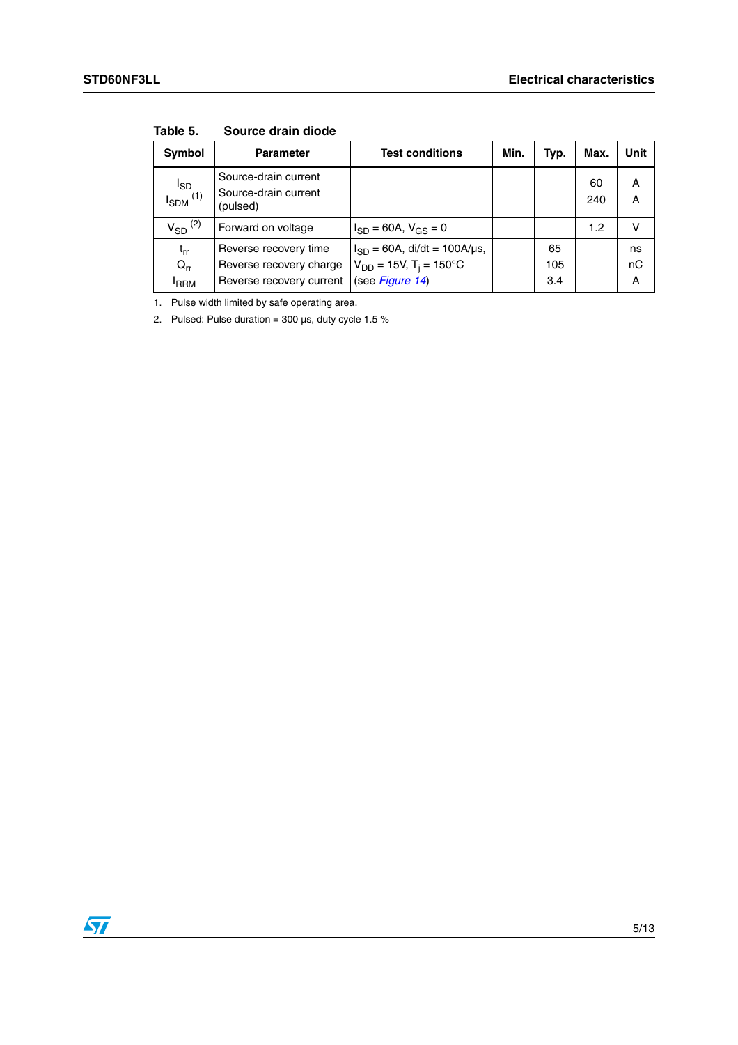**Table 5. Source drain diode**

| Symbol | Parameter | Test conditions | Min. | Typ. | Max. | Unit |
|---|---|---|---|---|---|---|
| $I_{SD}$ <br> $I_{SDM}$ (1) | Source-drain current <br> Source-drain current (pulsed) | | | | 60 <br> 240 | A <br> A |
| $V_{SD}$ (2) | Forward on voltage | $I_{SD}$ = 60A, $V_{GS}$ = 0 | | | 1.2 | V |
| $t_{rr}$ <br> $Q_{rr}$ <br> $I_{RRM}$ | Reverse recovery time <br> Reverse recovery charge <br> Reverse recovery current | $I_{SD}$ = 60A, di/dt = 100A/µs, <br> $V_{DD}$ = 15V, $T_j$ = 150°C <br> (see *Figure 14*) | | 65 <br> 105 <br> 3.4 | | ns <br> nC <br> A |

1. Pulse width limited by safe operating area.
2. Pulsed: Pulse duration = 300 µs, duty cycle 1.5 %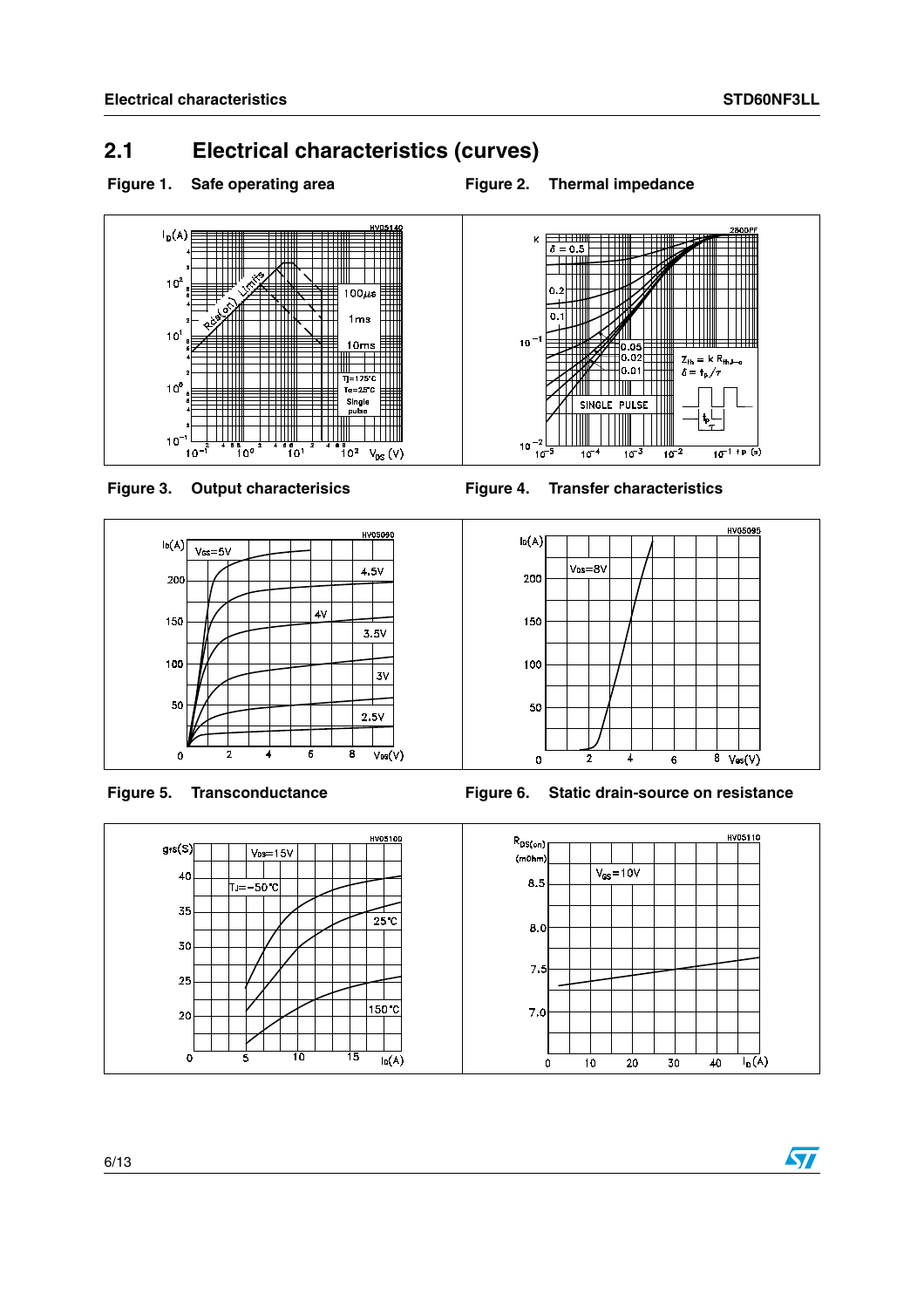## 2.1 Electrical characteristics (curves)

**Figure 1. Safe operating area**

**Figure 2. Thermal impedance**

**Figure 3. Output characterisics**

**Figure 4. Transfer characteristics**

**Figure 5. Transconductance**

**Figure 6. Static drain-source on resistance**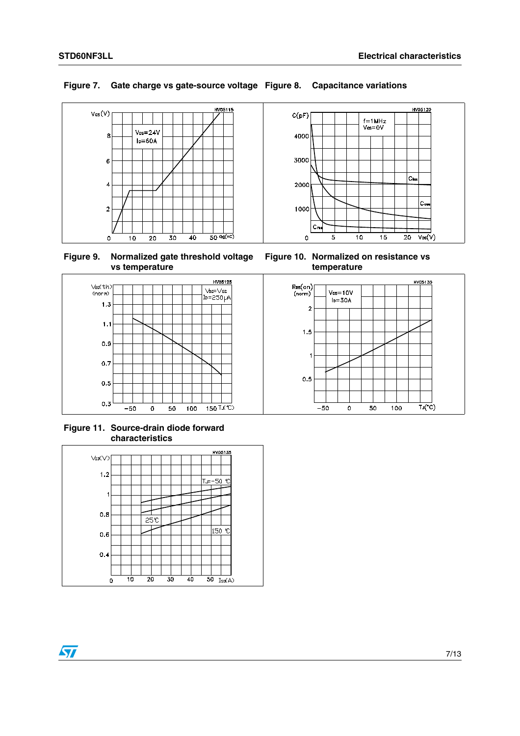**Figure 7. Gate charge vs gate-source voltage**

**Figure 8. Capacitance variations**

**Figure 9. Normalized gate threshold voltage vs temperature**

**Figure 10. Normalized on resistance vs temperature**

**Figure 11. Source-drain diode forward characteristics**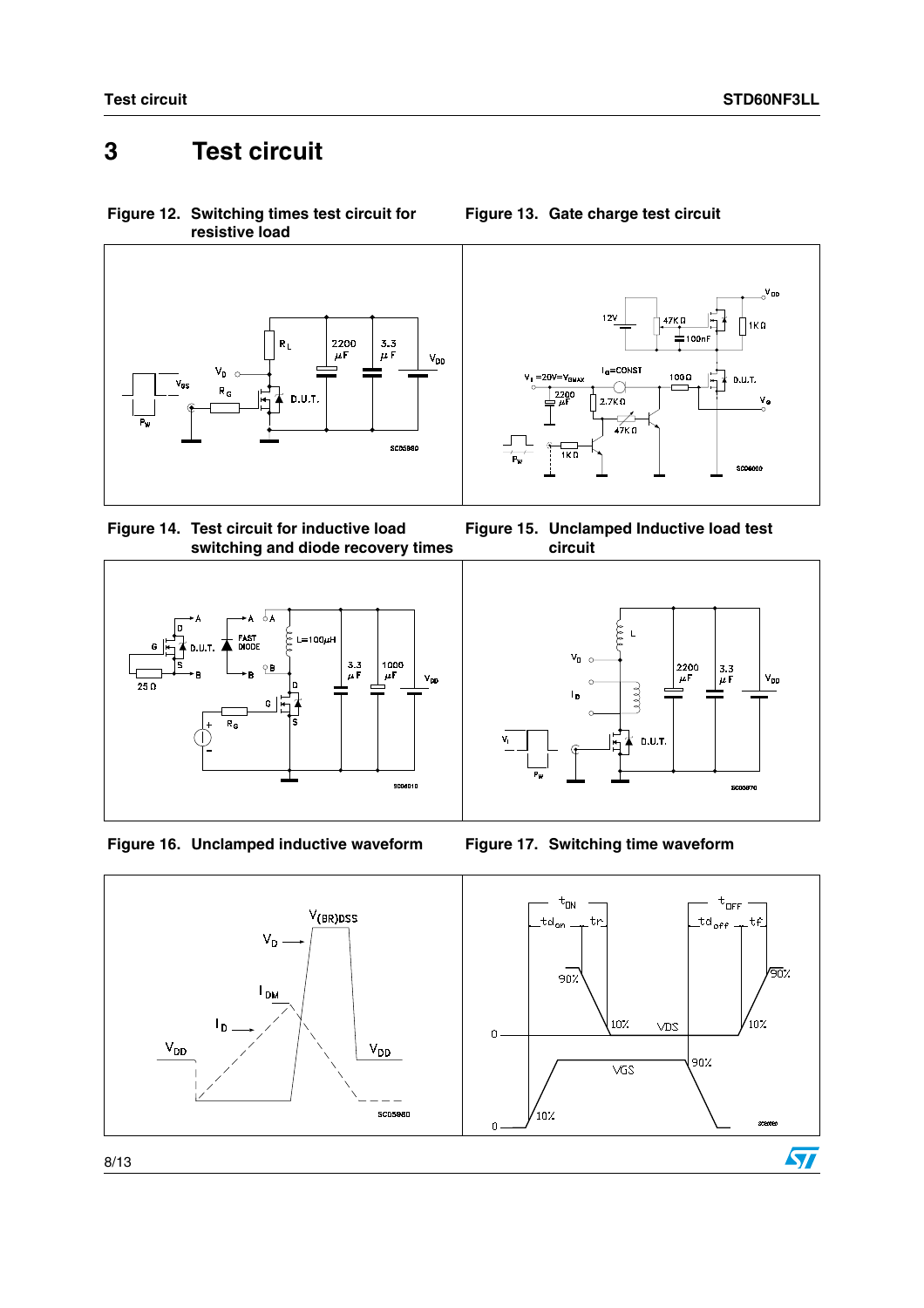# 3 Test circuit

**Figure 12. Switching times test circuit for resistive load**

**Figure 13. Gate charge test circuit**

**Figure 14. Test circuit for inductive load switching and diode recovery times**

**Figure 15. Unclamped Inductive load test circuit**

**Figure 16. Unclamped inductive waveform**

**Figure 17. Switching time waveform**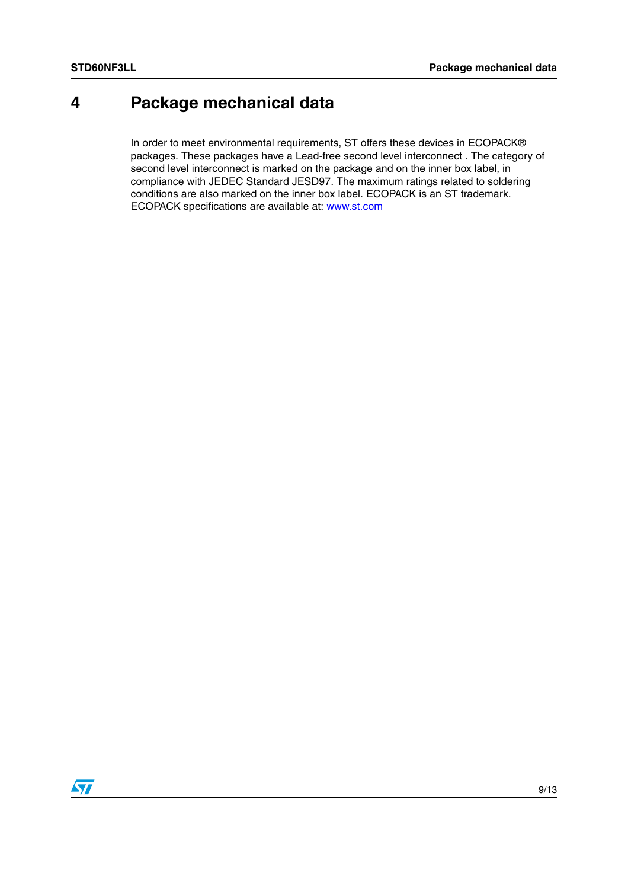# 4 Package mechanical data

In order to meet environmental requirements, ST offers these devices in ECOPACK® packages. These packages have a Lead-free second level interconnect . The category of second level interconnect is marked on the package and on the inner box label, in compliance with JEDEC Standard JESD97. The maximum ratings related to soldering conditions are also marked on the inner box label. ECOPACK is an ST trademark. ECOPACK specifications are available at: www.st.com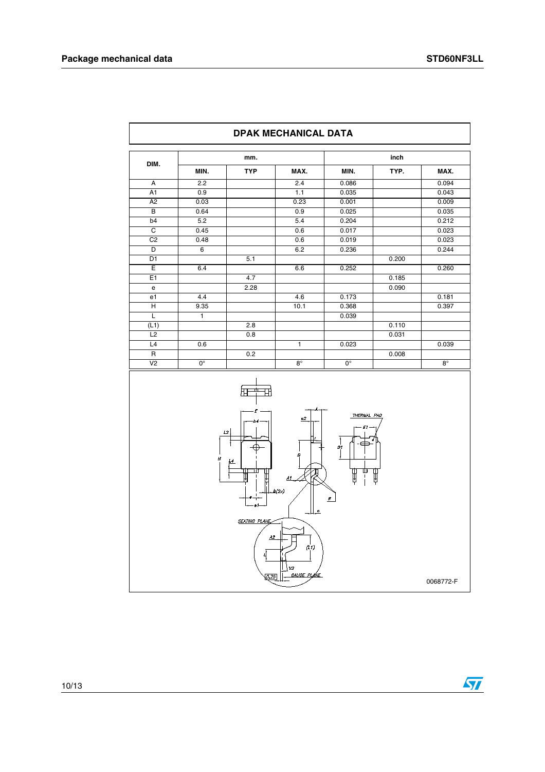| DIM. | mm. | | | inch | | |
|---|---|---|---|---|---|---|
| | MIN. | TYP | MAX. | MIN. | TYP. | MAX. |
| A | 2.2 | | 2.4 | 0.086 | | 0.094 |
| A1 | 0.9 | | 1.1 | 0.035 | | 0.043 |
| A2 | 0.03 | | 0.23 | 0.001 | | 0.009 |
| B | 0.64 | | 0.9 | 0.025 | | 0.035 |
| b4 | 5.2 | | 5.4 | 0.204 | | 0.212 |
| C | 0.45 | | 0.6 | 0.017 | | 0.023 |
| C2 | 0.48 | | 0.6 | 0.019 | | 0.023 |
| D | 6 | | 6.2 | 0.236 | | 0.244 |
| D1 | | 5.1 | | | 0.200 | |
| E | 6.4 | | 6.6 | 0.252 | | 0.260 |
| E1 | | 4.7 | | | 0.185 | |
| e | | 2.28 | | | 0.090 | |
| e1 | 4.4 | | 4.6 | 0.173 | | 0.181 |
| H | 9.35 | | 10.1 | 0.368 | | 0.397 |
| L | 1 | | | 0.039 | | |
| (L1) | | 2.8 | | | 0.110 | |
| L2 | | 0.8 | | | 0.031 | |
| L4 | 0.6 | | 1 | 0.023 | | 0.039 |
| R | | 0.2 | | | 0.008 | |
| V2 | 0° | | 8° | 0° | | 8° |

0068772-F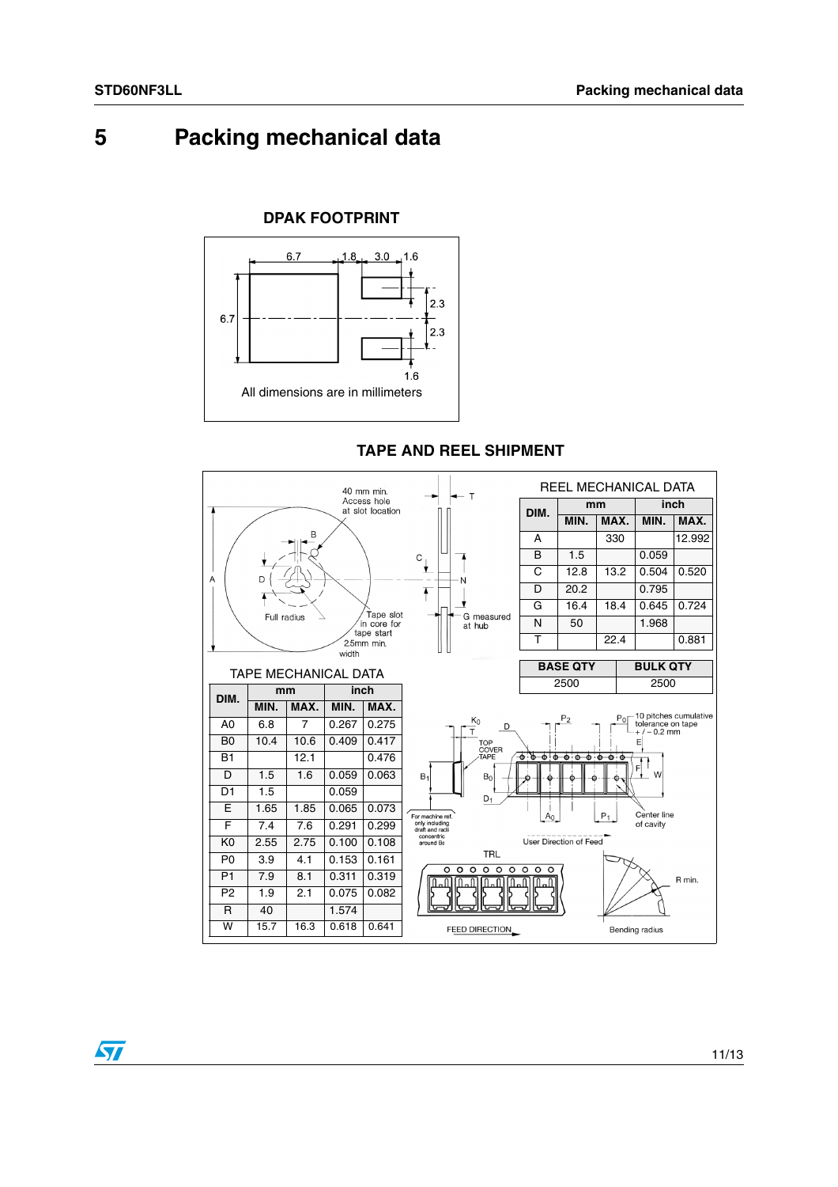# 5 Packing mechanical data

**DPAK FOOTPRINT**

All dimensions are in millimeters

**TAPE AND REEL SHIPMENT**

REEL MECHANICAL DATA

| DIM. | mm | | inch | |
|---|---|---|---|---|
| | MIN. | MAX. | MIN. | MAX. |
| A | | 330 | | 12.992 |
| B | 1.5 | | 0.059 | |
| C | 12.8 | 13.2 | 0.504 | 0.520 |
| D | 20.2 | | 0.795 | |
| G | 16.4 | 18.4 | 0.645 | 0.724 |
| N | 50 | | 1.968 | |
| T | | 22.4 | | 0.881 |

| BASE QTY | BULK QTY |
|---|---|
| 2500 | 2500 |

TAPE MECHANICAL DATA

| DIM. | mm | | inch | |
|---|---|---|---|---|
| | MIN. | MAX. | MIN. | MAX. |
| A0 | 6.8 | 7 | 0.267 | 0.275 |
| B0 | 10.4 | 10.6 | 0.409 | 0.417 |
| B1 | | 12.1 | | 0.476 |
| D | 1.5 | 1.6 | 0.059 | 0.063 |
| D1 | 1.5 | | 0.059 | |
| E | 1.65 | 1.85 | 0.065 | 0.073 |
| F | 7.4 | 7.6 | 0.291 | 0.299 |
| K0 | 2.55 | 2.75 | 0.100 | 0.108 |
| P0 | 3.9 | 4.1 | 0.153 | 0.161 |
| P1 | 7.9 | 8.1 | 0.311 | 0.319 |
| P2 | 1.9 | 2.1 | 0.075 | 0.082 |
| R | 40 | | 1.574 | |
| W | 15.7 | 16.3 | 0.618 | 0.641 |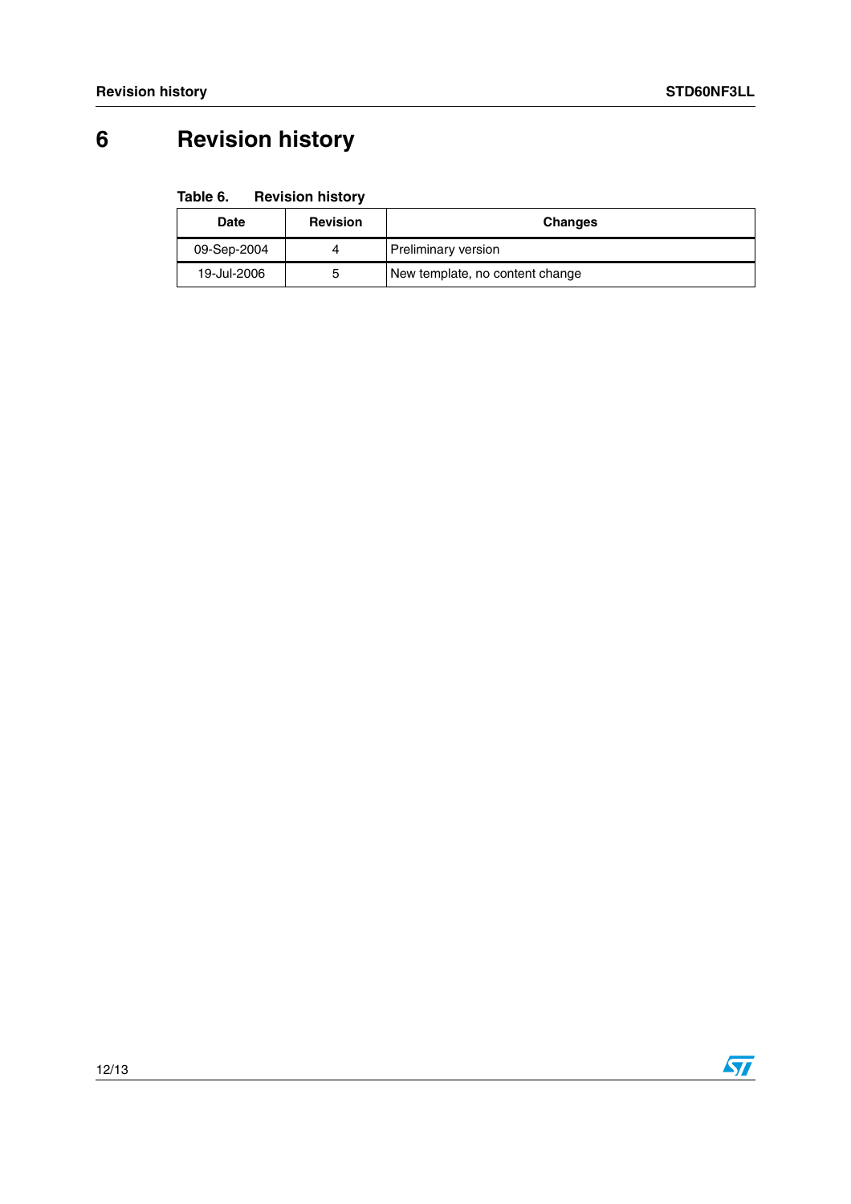# 6 Revision history

Table 6. Revision history

| Date | Revision | Changes |
|---|---|---|
| 09-Sep-2004 | 4 | Preliminary version |
| 19-Jul-2006 | 5 | New template, no content change |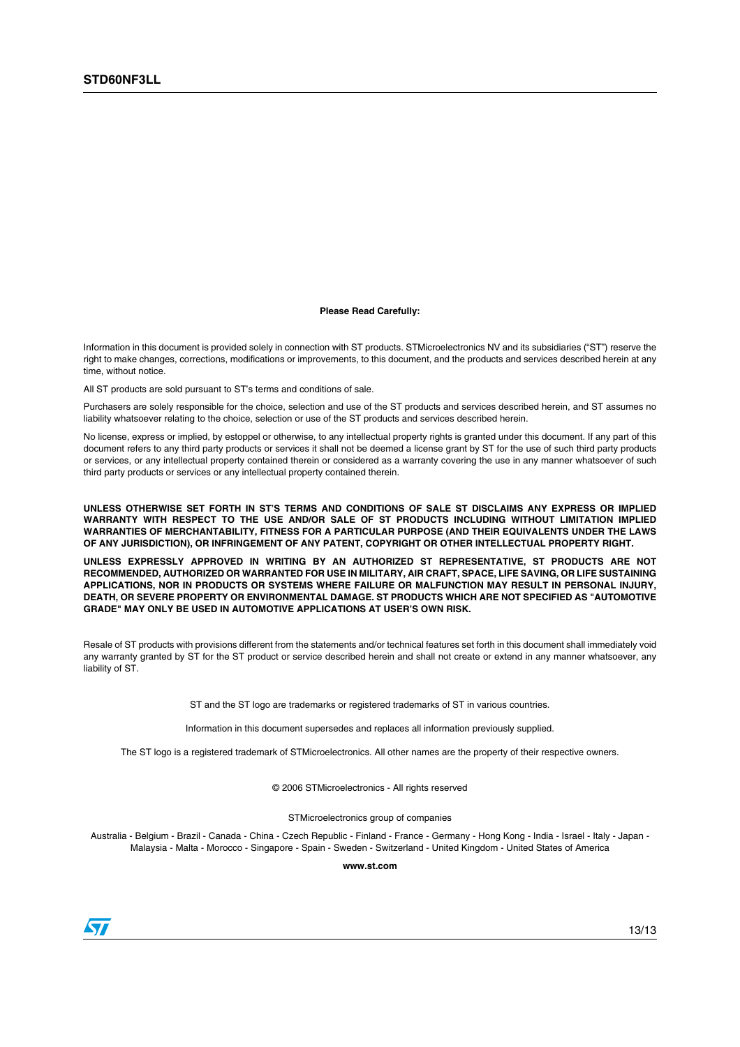**Please Read Carefully:**

Information in this document is provided solely in connection with ST products. STMicroelectronics NV and its subsidiaries (“ST”) reserve the right to make changes, corrections, modifications or improvements, to this document, and the products and services described herein at any time, without notice.

All ST products are sold pursuant to ST’s terms and conditions of sale.

Purchasers are solely responsible for the choice, selection and use of the ST products and services described herein, and ST assumes no liability whatsoever relating to the choice, selection or use of the ST products and services described herein.

No license, express or implied, by estoppel or otherwise, to any intellectual property rights is granted under this document. If any part of this document refers to any third party products or services it shall not be deemed a license grant by ST for the use of such third party products or services, or any intellectual property contained therein or considered as a warranty covering the use in any manner whatsoever of such third party products or services or any intellectual property contained therein.

**UNLESS OTHERWISE SET FORTH IN ST’S TERMS AND CONDITIONS OF SALE ST DISCLAIMS ANY EXPRESS OR IMPLIED WARRANTY WITH RESPECT TO THE USE AND/OR SALE OF ST PRODUCTS INCLUDING WITHOUT LIMITATION IMPLIED WARRANTIES OF MERCHANTABILITY, FITNESS FOR A PARTICULAR PURPOSE (AND THEIR EQUIVALENTS UNDER THE LAWS OF ANY JURISDICTION), OR INFRINGEMENT OF ANY PATENT, COPYRIGHT OR OTHER INTELLECTUAL PROPERTY RIGHT.**

**UNLESS EXPRESSLY APPROVED IN WRITING BY AN AUTHORIZED ST REPRESENTATIVE, ST PRODUCTS ARE NOT RECOMMENDED, AUTHORIZED OR WARRANTED FOR USE IN MILITARY, AIR CRAFT, SPACE, LIFE SAVING, OR LIFE SUSTAINING APPLICATIONS, NOR IN PRODUCTS OR SYSTEMS WHERE FAILURE OR MALFUNCTION MAY RESULT IN PERSONAL INJURY, DEATH, OR SEVERE PROPERTY OR ENVIRONMENTAL DAMAGE. ST PRODUCTS WHICH ARE NOT SPECIFIED AS "AUTOMOTIVE GRADE" MAY ONLY BE USED IN AUTOMOTIVE APPLICATIONS AT USER’S OWN RISK.**

Resale of ST products with provisions different from the statements and/or technical features set forth in this document shall immediately void any warranty granted by ST for the ST product or service described herein and shall not create or extend in any manner whatsoever, any liability of ST.

ST and the ST logo are trademarks or registered trademarks of ST in various countries.

Information in this document supersedes and replaces all information previously supplied.

The ST logo is a registered trademark of STMicroelectronics. All other names are the property of their respective owners.

© 2006 STMicroelectronics - All rights reserved

STMicroelectronics group of companies

Australia - Belgium - Brazil - Canada - China - Czech Republic - Finland - France - Germany - Hong Kong - India - Israel - Italy - Japan - Malaysia - Malta - Morocco - Singapore - Spain - Sweden - Switzerland - United Kingdom - United States of America

**www.st.com**